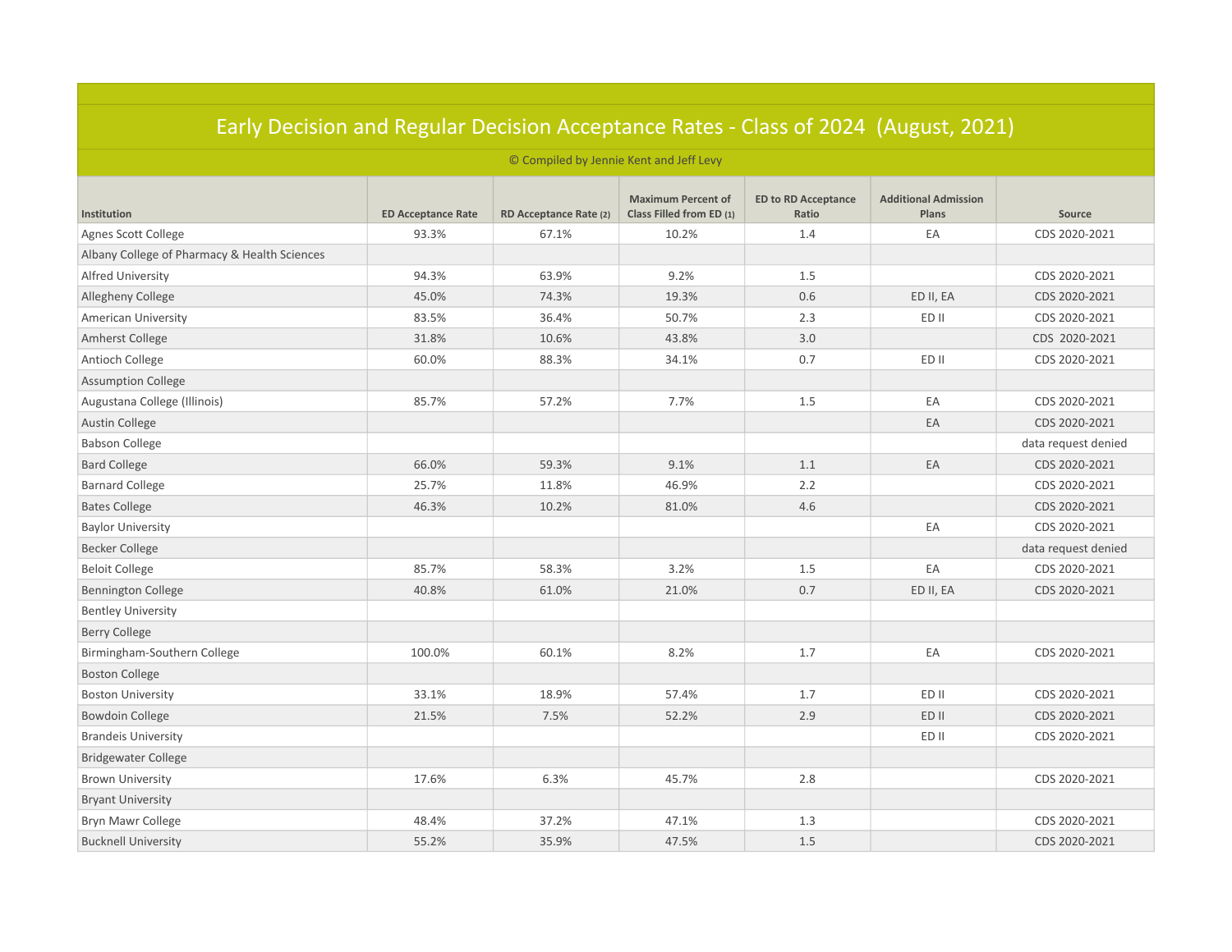# Early Decision and Regular Decision Acceptance Rates - Class of 2024 (August, 2021)

© Compiled by Jennie Kent and Jeff Levy

| Institution | ED Acceptance Rate | RD Acceptance Rate (2) | Maximum Percent of Class Filled from ED (1) | ED to RD Acceptance Ratio | Additional Admission Plans | Source |
|---|---|---|---|---|---|---|
| Agnes Scott College | 93.3% | 67.1% | 10.2% | 1.4 | EA | CDS 2020-2021 |
| Albany College of Pharmacy & Health Sciences | | | | | | |
| Alfred University | 94.3% | 63.9% | 9.2% | 1.5 | | CDS 2020-2021 |
| Allegheny College | 45.0% | 74.3% | 19.3% | 0.6 | ED II, EA | CDS 2020-2021 |
| American University | 83.5% | 36.4% | 50.7% | 2.3 | ED II | CDS 2020-2021 |
| Amherst College | 31.8% | 10.6% | 43.8% | 3.0 | | CDS 2020-2021 |
| Antioch College | 60.0% | 88.3% | 34.1% | 0.7 | ED II | CDS 2020-2021 |
| Assumption College | | | | | | |
| Augustana College (Illinois) | 85.7% | 57.2% | 7.7% | 1.5 | EA | CDS 2020-2021 |
| Austin College | | | | | EA | CDS 2020-2021 |
| Babson College | | | | | | data request denied |
| Bard College | 66.0% | 59.3% | 9.1% | 1.1 | EA | CDS 2020-2021 |
| Barnard College | 25.7% | 11.8% | 46.9% | 2.2 | | CDS 2020-2021 |
| Bates College | 46.3% | 10.2% | 81.0% | 4.6 | | CDS 2020-2021 |
| Baylor University | | | | | EA | CDS 2020-2021 |
| Becker College | | | | | | data request denied |
| Beloit College | 85.7% | 58.3% | 3.2% | 1.5 | EA | CDS 2020-2021 |
| Bennington College | 40.8% | 61.0% | 21.0% | 0.7 | ED II, EA | CDS 2020-2021 |
| Bentley University | | | | | | |
| Berry College | | | | | | |
| Birmingham-Southern College | 100.0% | 60.1% | 8.2% | 1.7 | EA | CDS 2020-2021 |
| Boston College | | | | | | |
| Boston University | 33.1% | 18.9% | 57.4% | 1.7 | ED II | CDS 2020-2021 |
| Bowdoin College | 21.5% | 7.5% | 52.2% | 2.9 | ED II | CDS 2020-2021 |
| Brandeis University | | | | | ED II | CDS 2020-2021 |
| Bridgewater College | | | | | | |
| Brown University | 17.6% | 6.3% | 45.7% | 2.8 | | CDS 2020-2021 |
| Bryant University | | | | | | |
| Bryn Mawr College | 48.4% | 37.2% | 47.1% | 1.3 | | CDS 2020-2021 |
| Bucknell University | 55.2% | 35.9% | 47.5% | 1.5 | | CDS 2020-2021 |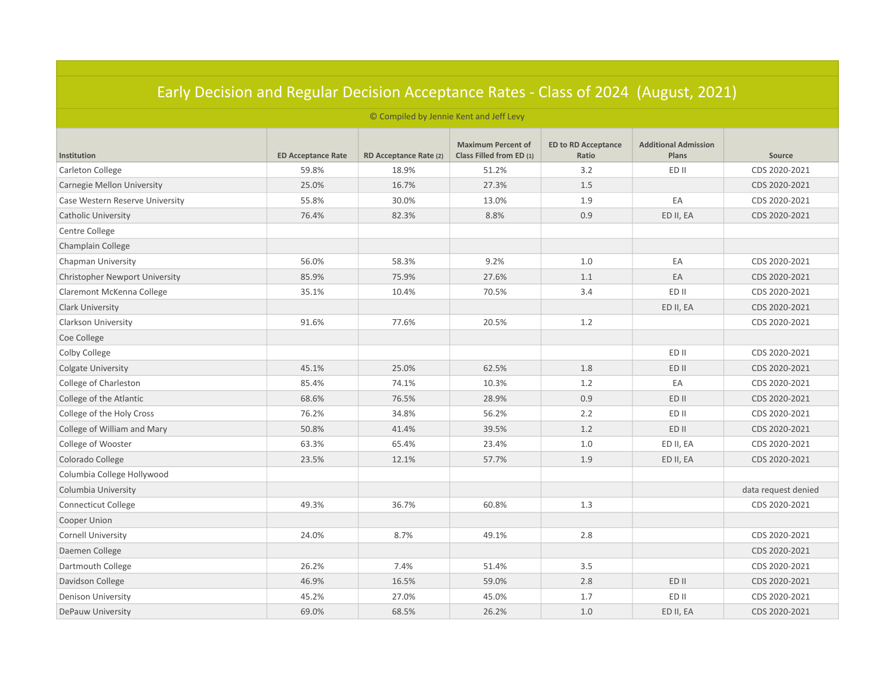# Early Decision and Regular Decision Acceptance Rates - Class of 2024 (August, 2021)

© Compiled by Jennie Kent and Jeff Levy

| Institution | ED Acceptance Rate | RD Acceptance Rate (2) | Maximum Percent of Class Filled from ED (1) | ED to RD Acceptance Ratio | Additional Admission Plans | Source |
|---|---|---|---|---|---|---|
| Carleton College | 59.8% | 18.9% | 51.2% | 3.2 | ED II | CDS 2020-2021 |
| Carnegie Mellon University | 25.0% | 16.7% | 27.3% | 1.5 | | CDS 2020-2021 |
| Case Western Reserve University | 55.8% | 30.0% | 13.0% | 1.9 | EA | CDS 2020-2021 |
| Catholic University | 76.4% | 82.3% | 8.8% | 0.9 | ED II, EA | CDS 2020-2021 |
| Centre College | | | | | | |
| Champlain College | | | | | | |
| Chapman University | 56.0% | 58.3% | 9.2% | 1.0 | EA | CDS 2020-2021 |
| Christopher Newport University | 85.9% | 75.9% | 27.6% | 1.1 | EA | CDS 2020-2021 |
| Claremont McKenna College | 35.1% | 10.4% | 70.5% | 3.4 | ED II | CDS 2020-2021 |
| Clark University | | | | | ED II, EA | CDS 2020-2021 |
| Clarkson University | 91.6% | 77.6% | 20.5% | 1.2 | | CDS 2020-2021 |
| Coe College | | | | | | |
| Colby College | | | | | ED II | CDS 2020-2021 |
| Colgate University | 45.1% | 25.0% | 62.5% | 1.8 | ED II | CDS 2020-2021 |
| College of Charleston | 85.4% | 74.1% | 10.3% | 1.2 | EA | CDS 2020-2021 |
| College of the Atlantic | 68.6% | 76.5% | 28.9% | 0.9 | ED II | CDS 2020-2021 |
| College of the Holy Cross | 76.2% | 34.8% | 56.2% | 2.2 | ED II | CDS 2020-2021 |
| College of William and Mary | 50.8% | 41.4% | 39.5% | 1.2 | ED II | CDS 2020-2021 |
| College of Wooster | 63.3% | 65.4% | 23.4% | 1.0 | ED II, EA | CDS 2020-2021 |
| Colorado College | 23.5% | 12.1% | 57.7% | 1.9 | ED II, EA | CDS 2020-2021 |
| Columbia College Hollywood | | | | | | |
| Columbia University | | | | | | data request denied |
| Connecticut College | 49.3% | 36.7% | 60.8% | 1.3 | | CDS 2020-2021 |
| Cooper Union | | | | | | |
| Cornell University | 24.0% | 8.7% | 49.1% | 2.8 | | CDS 2020-2021 |
| Daemen College | | | | | | CDS 2020-2021 |
| Dartmouth College | 26.2% | 7.4% | 51.4% | 3.5 | | CDS 2020-2021 |
| Davidson College | 46.9% | 16.5% | 59.0% | 2.8 | ED II | CDS 2020-2021 |
| Denison University | 45.2% | 27.0% | 45.0% | 1.7 | ED II | CDS 2020-2021 |
| DePauw University | 69.0% | 68.5% | 26.2% | 1.0 | ED II, EA | CDS 2020-2021 |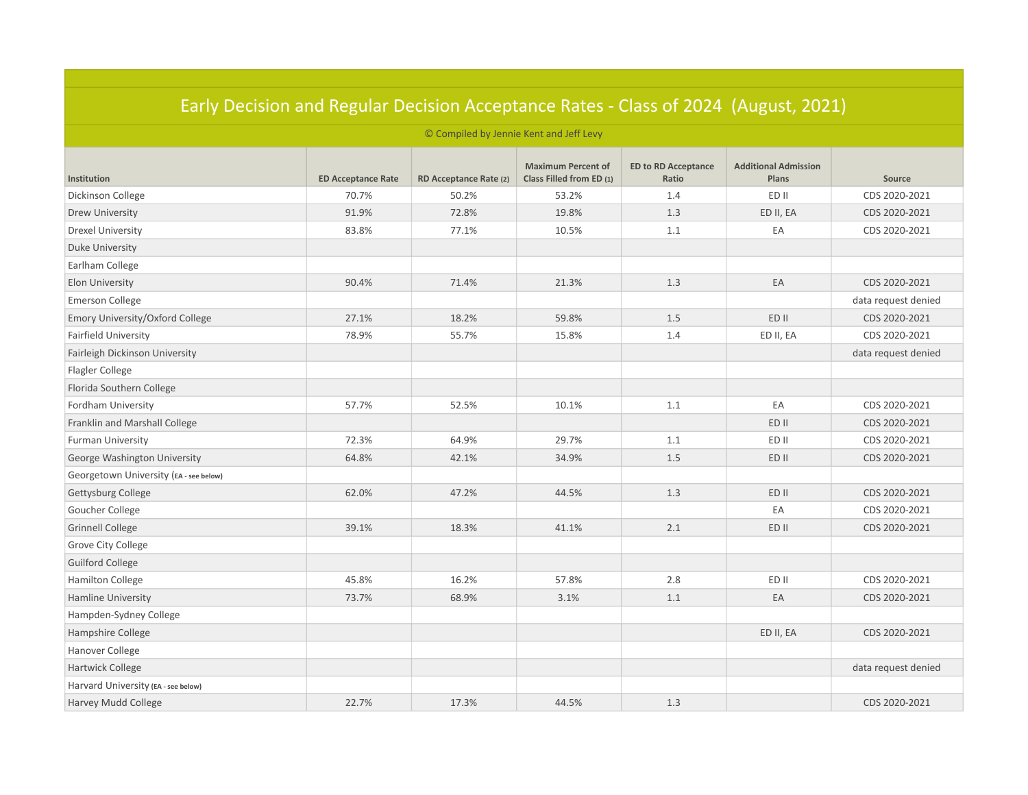# Early Decision and Regular Decision Acceptance Rates - Class of 2024 (August, 2021)

© Compiled by Jennie Kent and Jeff Levy

| Institution | ED Acceptance Rate | RD Acceptance Rate (2) | Maximum Percent of Class Filled from ED (1) | ED to RD Acceptance Ratio | Additional Admission Plans | Source |
|---|---|---|---|---|---|---|
| Dickinson College | 70.7% | 50.2% | 53.2% | 1.4 | ED II | CDS 2020-2021 |
| Drew University | 91.9% | 72.8% | 19.8% | 1.3 | ED II, EA | CDS 2020-2021 |
| Drexel University | 83.8% | 77.1% | 10.5% | 1.1 | EA | CDS 2020-2021 |
| Duke University | | | | | | |
| Earlham College | | | | | | |
| Elon University | 90.4% | 71.4% | 21.3% | 1.3 | EA | CDS 2020-2021 |
| Emerson College | | | | | | data request denied |
| Emory University/Oxford College | 27.1% | 18.2% | 59.8% | 1.5 | ED II | CDS 2020-2021 |
| Fairfield University | 78.9% | 55.7% | 15.8% | 1.4 | ED II, EA | CDS 2020-2021 |
| Fairleigh Dickinson University | | | | | | data request denied |
| Flagler College | | | | | | |
| Florida Southern College | | | | | | |
| Fordham University | 57.7% | 52.5% | 10.1% | 1.1 | EA | CDS 2020-2021 |
| Franklin and Marshall College | | | | | ED II | CDS 2020-2021 |
| Furman University | 72.3% | 64.9% | 29.7% | 1.1 | ED II | CDS 2020-2021 |
| George Washington University | 64.8% | 42.1% | 34.9% | 1.5 | ED II | CDS 2020-2021 |
| Georgetown University (EA - see below) | | | | | | |
| Gettysburg College | 62.0% | 47.2% | 44.5% | 1.3 | ED II | CDS 2020-2021 |
| Goucher College | | | | | EA | CDS 2020-2021 |
| Grinnell College | 39.1% | 18.3% | 41.1% | 2.1 | ED II | CDS 2020-2021 |
| Grove City College | | | | | | |
| Guilford College | | | | | | |
| Hamilton College | 45.8% | 16.2% | 57.8% | 2.8 | ED II | CDS 2020-2021 |
| Hamline University | 73.7% | 68.9% | 3.1% | 1.1 | EA | CDS 2020-2021 |
| Hampden-Sydney College | | | | | | |
| Hampshire College | | | | | ED II, EA | CDS 2020-2021 |
| Hanover College | | | | | | |
| Hartwick College | | | | | | data request denied |
| Harvard University (EA - see below) | | | | | | |
| Harvey Mudd College | 22.7% | 17.3% | 44.5% | 1.3 | | CDS 2020-2021 |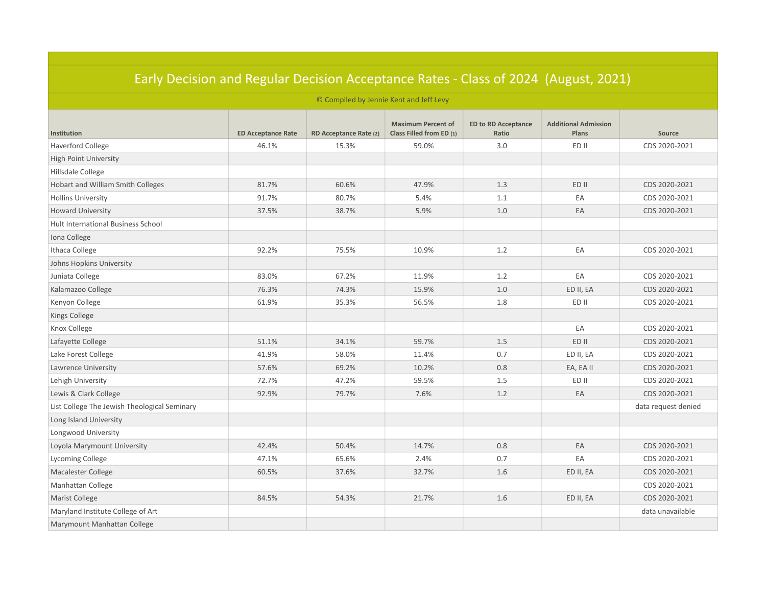# Early Decision and Regular Decision Acceptance Rates - Class of 2024 (August, 2021)

© Compiled by Jennie Kent and Jeff Levy

| Institution | ED Acceptance Rate | RD Acceptance Rate (2) | Maximum Percent of Class Filled from ED (1) | ED to RD Acceptance Ratio | Additional Admission Plans | Source |
|---|---|---|---|---|---|---|
| Haverford College | 46.1% | 15.3% | 59.0% | 3.0 | ED II | CDS 2020-2021 |
| High Point University | | | | | | |
| Hillsdale College | | | | | | |
| Hobart and William Smith Colleges | 81.7% | 60.6% | 47.9% | 1.3 | ED II | CDS 2020-2021 |
| Hollins University | 91.7% | 80.7% | 5.4% | 1.1 | EA | CDS 2020-2021 |
| Howard University | 37.5% | 38.7% | 5.9% | 1.0 | EA | CDS 2020-2021 |
| Hult International Business School | | | | | | |
| Iona College | | | | | | |
| Ithaca College | 92.2% | 75.5% | 10.9% | 1.2 | EA | CDS 2020-2021 |
| Johns Hopkins University | | | | | | |
| Juniata College | 83.0% | 67.2% | 11.9% | 1.2 | EA | CDS 2020-2021 |
| Kalamazoo College | 76.3% | 74.3% | 15.9% | 1.0 | ED II, EA | CDS 2020-2021 |
| Kenyon College | 61.9% | 35.3% | 56.5% | 1.8 | ED II | CDS 2020-2021 |
| Kings College | | | | | | |
| Knox College | | | | | EA | CDS 2020-2021 |
| Lafayette College | 51.1% | 34.1% | 59.7% | 1.5 | ED II | CDS 2020-2021 |
| Lake Forest College | 41.9% | 58.0% | 11.4% | 0.7 | ED II, EA | CDS 2020-2021 |
| Lawrence University | 57.6% | 69.2% | 10.2% | 0.8 | EA, EA II | CDS 2020-2021 |
| Lehigh University | 72.7% | 47.2% | 59.5% | 1.5 | ED II | CDS 2020-2021 |
| Lewis & Clark College | 92.9% | 79.7% | 7.6% | 1.2 | EA | CDS 2020-2021 |
| List College The Jewish Theological Seminary | | | | | | data request denied |
| Long Island University | | | | | | |
| Longwood University | | | | | | |
| Loyola Marymount University | 42.4% | 50.4% | 14.7% | 0.8 | EA | CDS 2020-2021 |
| Lycoming College | 47.1% | 65.6% | 2.4% | 0.7 | EA | CDS 2020-2021 |
| Macalester College | 60.5% | 37.6% | 32.7% | 1.6 | ED II, EA | CDS 2020-2021 |
| Manhattan College | | | | | | CDS 2020-2021 |
| Marist College | 84.5% | 54.3% | 21.7% | 1.6 | ED II, EA | CDS 2020-2021 |
| Maryland Institute College of Art | | | | | | data unavailable |
| Marymount Manhattan College | | | | | | |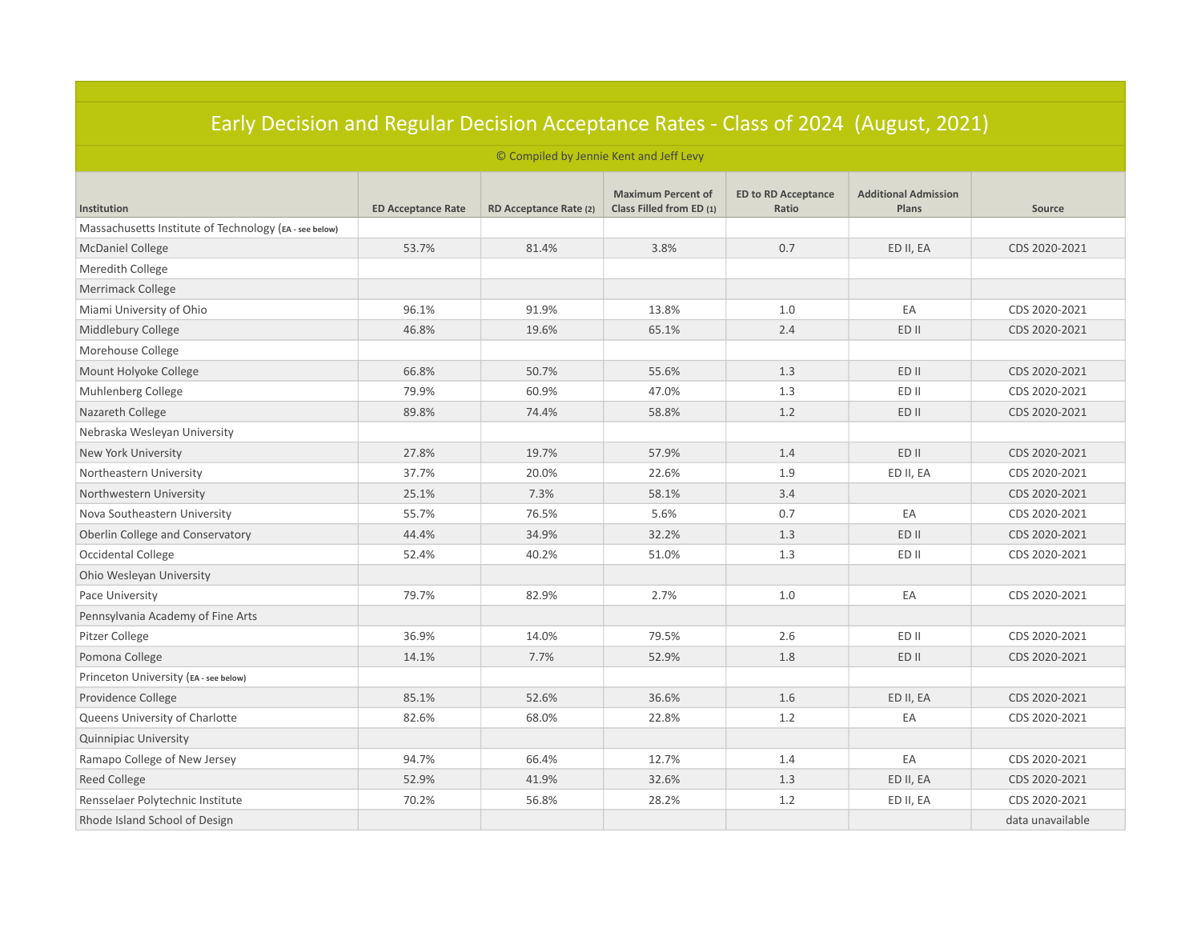# Early Decision and Regular Decision Acceptance Rates - Class of 2024 (August, 2021)

© Compiled by Jennie Kent and Jeff Levy

| Institution | ED Acceptance Rate | RD Acceptance Rate (2) | Maximum Percent of Class Filled from ED (1) | ED to RD Acceptance Ratio | Additional Admission Plans | Source |
|---|---|---|---|---|---|---|
| Massachusetts Institute of Technology (EA - see below) | | | | | | |
| McDaniel College | 53.7% | 81.4% | 3.8% | 0.7 | ED II, EA | CDS 2020-2021 |
| Meredith College | | | | | | |
| Merrimack College | | | | | | |
| Miami University of Ohio | 96.1% | 91.9% | 13.8% | 1.0 | EA | CDS 2020-2021 |
| Middlebury College | 46.8% | 19.6% | 65.1% | 2.4 | ED II | CDS 2020-2021 |
| Morehouse College | | | | | | |
| Mount Holyoke College | 66.8% | 50.7% | 55.6% | 1.3 | ED II | CDS 2020-2021 |
| Muhlenberg College | 79.9% | 60.9% | 47.0% | 1.3 | ED II | CDS 2020-2021 |
| Nazareth College | 89.8% | 74.4% | 58.8% | 1.2 | ED II | CDS 2020-2021 |
| Nebraska Wesleyan University | | | | | | |
| New York University | 27.8% | 19.7% | 57.9% | 1.4 | ED II | CDS 2020-2021 |
| Northeastern University | 37.7% | 20.0% | 22.6% | 1.9 | ED II, EA | CDS 2020-2021 |
| Northwestern University | 25.1% | 7.3% | 58.1% | 3.4 | | CDS 2020-2021 |
| Nova Southeastern University | 55.7% | 76.5% | 5.6% | 0.7 | EA | CDS 2020-2021 |
| Oberlin College and Conservatory | 44.4% | 34.9% | 32.2% | 1.3 | ED II | CDS 2020-2021 |
| Occidental College | 52.4% | 40.2% | 51.0% | 1.3 | ED II | CDS 2020-2021 |
| Ohio Wesleyan University | | | | | | |
| Pace University | 79.7% | 82.9% | 2.7% | 1.0 | EA | CDS 2020-2021 |
| Pennsylvania Academy of Fine Arts | | | | | | |
| Pitzer College | 36.9% | 14.0% | 79.5% | 2.6 | ED II | CDS 2020-2021 |
| Pomona College | 14.1% | 7.7% | 52.9% | 1.8 | ED II | CDS 2020-2021 |
| Princeton University (EA - see below) | | | | | | |
| Providence College | 85.1% | 52.6% | 36.6% | 1.6 | ED II, EA | CDS 2020-2021 |
| Queens University of Charlotte | 82.6% | 68.0% | 22.8% | 1.2 | EA | CDS 2020-2021 |
| Quinnipiac University | | | | | | |
| Ramapo College of New Jersey | 94.7% | 66.4% | 12.7% | 1.4 | EA | CDS 2020-2021 |
| Reed College | 52.9% | 41.9% | 32.6% | 1.3 | ED II, EA | CDS 2020-2021 |
| Rensselaer Polytechnic Institute | 70.2% | 56.8% | 28.2% | 1.2 | ED II, EA | CDS 2020-2021 |
| Rhode Island School of Design | | | | | | data unavailable |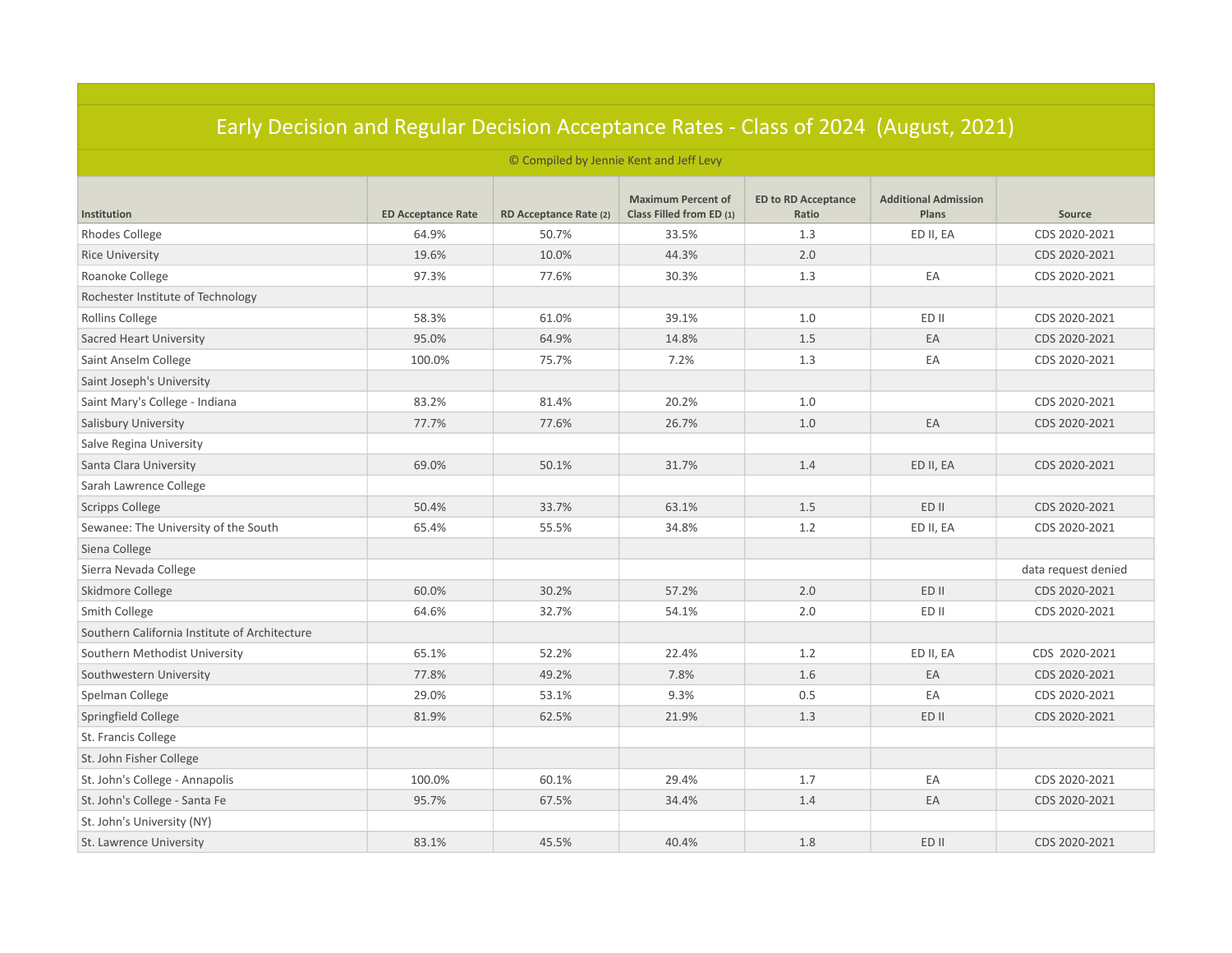# Early Decision and Regular Decision Acceptance Rates - Class of 2024 (August, 2021)

© Compiled by Jennie Kent and Jeff Levy

| Institution | ED Acceptance Rate | RD Acceptance Rate (2) | Maximum Percent of Class Filled from ED (1) | ED to RD Acceptance Ratio | Additional Admission Plans | Source |
|---|---|---|---|---|---|---|
| Rhodes College | 64.9% | 50.7% | 33.5% | 1.3 | ED II, EA | CDS 2020-2021 |
| Rice University | 19.6% | 10.0% | 44.3% | 2.0 | | CDS 2020-2021 |
| Roanoke College | 97.3% | 77.6% | 30.3% | 1.3 | EA | CDS 2020-2021 |
| Rochester Institute of Technology | | | | | | |
| Rollins College | 58.3% | 61.0% | 39.1% | 1.0 | ED II | CDS 2020-2021 |
| Sacred Heart University | 95.0% | 64.9% | 14.8% | 1.5 | EA | CDS 2020-2021 |
| Saint Anselm College | 100.0% | 75.7% | 7.2% | 1.3 | EA | CDS 2020-2021 |
| Saint Joseph's University | | | | | | |
| Saint Mary's College - Indiana | 83.2% | 81.4% | 20.2% | 1.0 | | CDS 2020-2021 |
| Salisbury University | 77.7% | 77.6% | 26.7% | 1.0 | EA | CDS 2020-2021 |
| Salve Regina University | | | | | | |
| Santa Clara University | 69.0% | 50.1% | 31.7% | 1.4 | ED II, EA | CDS 2020-2021 |
| Sarah Lawrence College | | | | | | |
| Scripps College | 50.4% | 33.7% | 63.1% | 1.5 | ED II | CDS 2020-2021 |
| Sewanee: The University of the South | 65.4% | 55.5% | 34.8% | 1.2 | ED II, EA | CDS 2020-2021 |
| Siena College | | | | | | |
| Sierra Nevada College | | | | | | data request denied |
| Skidmore College | 60.0% | 30.2% | 57.2% | 2.0 | ED II | CDS 2020-2021 |
| Smith College | 64.6% | 32.7% | 54.1% | 2.0 | ED II | CDS 2020-2021 |
| Southern California Institute of Architecture | | | | | | |
| Southern Methodist University | 65.1% | 52.2% | 22.4% | 1.2 | ED II, EA | CDS 2020-2021 |
| Southwestern University | 77.8% | 49.2% | 7.8% | 1.6 | EA | CDS 2020-2021 |
| Spelman College | 29.0% | 53.1% | 9.3% | 0.5 | EA | CDS 2020-2021 |
| Springfield College | 81.9% | 62.5% | 21.9% | 1.3 | ED II | CDS 2020-2021 |
| St. Francis College | | | | | | |
| St. John Fisher College | | | | | | |
| St. John's College - Annapolis | 100.0% | 60.1% | 29.4% | 1.7 | EA | CDS 2020-2021 |
| St. John's College - Santa Fe | 95.7% | 67.5% | 34.4% | 1.4 | EA | CDS 2020-2021 |
| St. John's University (NY) | | | | | | |
| St. Lawrence University | 83.1% | 45.5% | 40.4% | 1.8 | ED II | CDS 2020-2021 |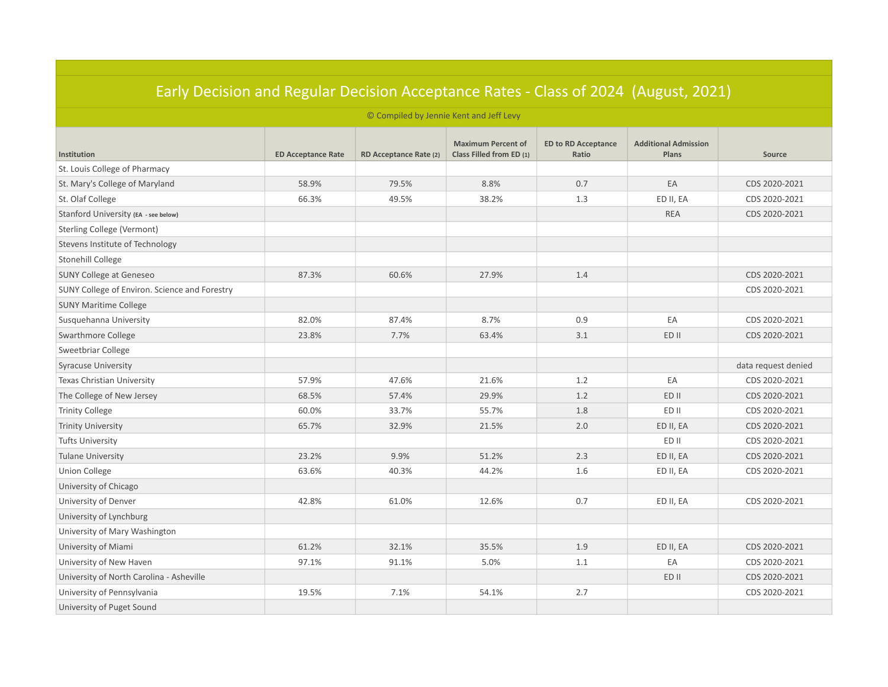# Early Decision and Regular Decision Acceptance Rates - Class of 2024 (August, 2021)

© Compiled by Jennie Kent and Jeff Levy

| Institution | ED Acceptance Rate | RD Acceptance Rate (2) | Maximum Percent of Class Filled from ED (1) | ED to RD Acceptance Ratio | Additional Admission Plans | Source |
|---|---|---|---|---|---|---|
| St. Louis College of Pharmacy | | | | | | |
| St. Mary's College of Maryland | 58.9% | 79.5% | 8.8% | 0.7 | EA | CDS 2020-2021 |
| St. Olaf College | 66.3% | 49.5% | 38.2% | 1.3 | ED II, EA | CDS 2020-2021 |
| Stanford University (EA - see below) | | | | | REA | CDS 2020-2021 |
| Sterling College (Vermont) | | | | | | |
| Stevens Institute of Technology | | | | | | |
| Stonehill College | | | | | | |
| SUNY College at Geneseo | 87.3% | 60.6% | 27.9% | 1.4 | | CDS 2020-2021 |
| SUNY College of Environ. Science and Forestry | | | | | | CDS 2020-2021 |
| SUNY Maritime College | | | | | | |
| Susquehanna University | 82.0% | 87.4% | 8.7% | 0.9 | EA | CDS 2020-2021 |
| Swarthmore College | 23.8% | 7.7% | 63.4% | 3.1 | ED II | CDS 2020-2021 |
| Sweetbriar College | | | | | | |
| Syracuse University | | | | | | data request denied |
| Texas Christian University | 57.9% | 47.6% | 21.6% | 1.2 | EA | CDS 2020-2021 |
| The College of New Jersey | 68.5% | 57.4% | 29.9% | 1.2 | ED II | CDS 2020-2021 |
| Trinity College | 60.0% | 33.7% | 55.7% | 1.8 | ED II | CDS 2020-2021 |
| Trinity University | 65.7% | 32.9% | 21.5% | 2.0 | ED II, EA | CDS 2020-2021 |
| Tufts University | | | | | ED II | CDS 2020-2021 |
| Tulane University | 23.2% | 9.9% | 51.2% | 2.3 | ED II, EA | CDS 2020-2021 |
| Union College | 63.6% | 40.3% | 44.2% | 1.6 | ED II, EA | CDS 2020-2021 |
| University of Chicago | | | | | | |
| University of Denver | 42.8% | 61.0% | 12.6% | 0.7 | ED II, EA | CDS 2020-2021 |
| University of Lynchburg | | | | | | |
| University of Mary Washington | | | | | | |
| University of Miami | 61.2% | 32.1% | 35.5% | 1.9 | ED II, EA | CDS 2020-2021 |
| University of New Haven | 97.1% | 91.1% | 5.0% | 1.1 | EA | CDS 2020-2021 |
| University of North Carolina - Asheville | | | | | ED II | CDS 2020-2021 |
| University of Pennsylvania | 19.5% | 7.1% | 54.1% | 2.7 | | CDS 2020-2021 |
| University of Puget Sound | | | | | | |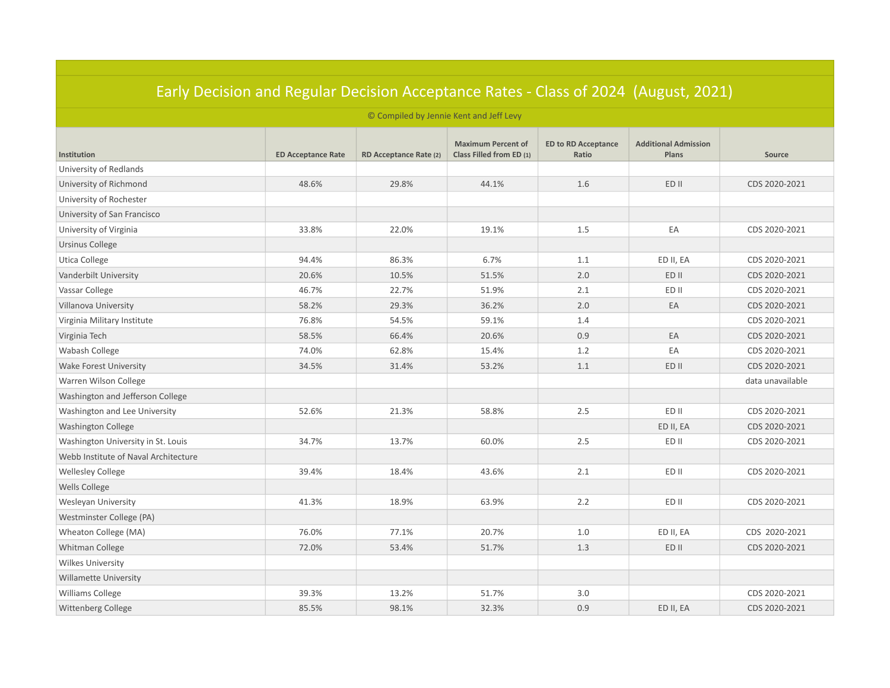# Early Decision and Regular Decision Acceptance Rates - Class of 2024 (August, 2021)

© Compiled by Jennie Kent and Jeff Levy

| Institution | ED Acceptance Rate | RD Acceptance Rate (2) | Maximum Percent of Class Filled from ED (1) | ED to RD Acceptance Ratio | Additional Admission Plans | Source |
|---|---|---|---|---|---|---|
| University of Redlands | | | | | | |
| University of Richmond | 48.6% | 29.8% | 44.1% | 1.6 | ED II | CDS 2020-2021 |
| University of Rochester | | | | | | |
| University of San Francisco | | | | | | |
| University of Virginia | 33.8% | 22.0% | 19.1% | 1.5 | EA | CDS 2020-2021 |
| Ursinus College | | | | | | |
| Utica College | 94.4% | 86.3% | 6.7% | 1.1 | ED II, EA | CDS 2020-2021 |
| Vanderbilt University | 20.6% | 10.5% | 51.5% | 2.0 | ED II | CDS 2020-2021 |
| Vassar College | 46.7% | 22.7% | 51.9% | 2.1 | ED II | CDS 2020-2021 |
| Villanova University | 58.2% | 29.3% | 36.2% | 2.0 | EA | CDS 2020-2021 |
| Virginia Military Institute | 76.8% | 54.5% | 59.1% | 1.4 | | CDS 2020-2021 |
| Virginia Tech | 58.5% | 66.4% | 20.6% | 0.9 | EA | CDS 2020-2021 |
| Wabash College | 74.0% | 62.8% | 15.4% | 1.2 | EA | CDS 2020-2021 |
| Wake Forest University | 34.5% | 31.4% | 53.2% | 1.1 | ED II | CDS 2020-2021 |
| Warren Wilson College | | | | | | data unavailable |
| Washington and Jefferson College | | | | | | |
| Washington and Lee University | 52.6% | 21.3% | 58.8% | 2.5 | ED II | CDS 2020-2021 |
| Washington College | | | | | ED II, EA | CDS 2020-2021 |
| Washington University in St. Louis | 34.7% | 13.7% | 60.0% | 2.5 | ED II | CDS 2020-2021 |
| Webb Institute of Naval Architecture | | | | | | |
| Wellesley College | 39.4% | 18.4% | 43.6% | 2.1 | ED II | CDS 2020-2021 |
| Wells College | | | | | | |
| Wesleyan University | 41.3% | 18.9% | 63.9% | 2.2 | ED II | CDS 2020-2021 |
| Westminster College (PA) | | | | | | |
| Wheaton College (MA) | 76.0% | 77.1% | 20.7% | 1.0 | ED II, EA | CDS 2020-2021 |
| Whitman College | 72.0% | 53.4% | 51.7% | 1.3 | ED II | CDS 2020-2021 |
| Wilkes University | | | | | | |
| Willamette University | | | | | | |
| Williams College | 39.3% | 13.2% | 51.7% | 3.0 | | CDS 2020-2021 |
| Wittenberg College | 85.5% | 98.1% | 32.3% | 0.9 | ED II, EA | CDS 2020-2021 |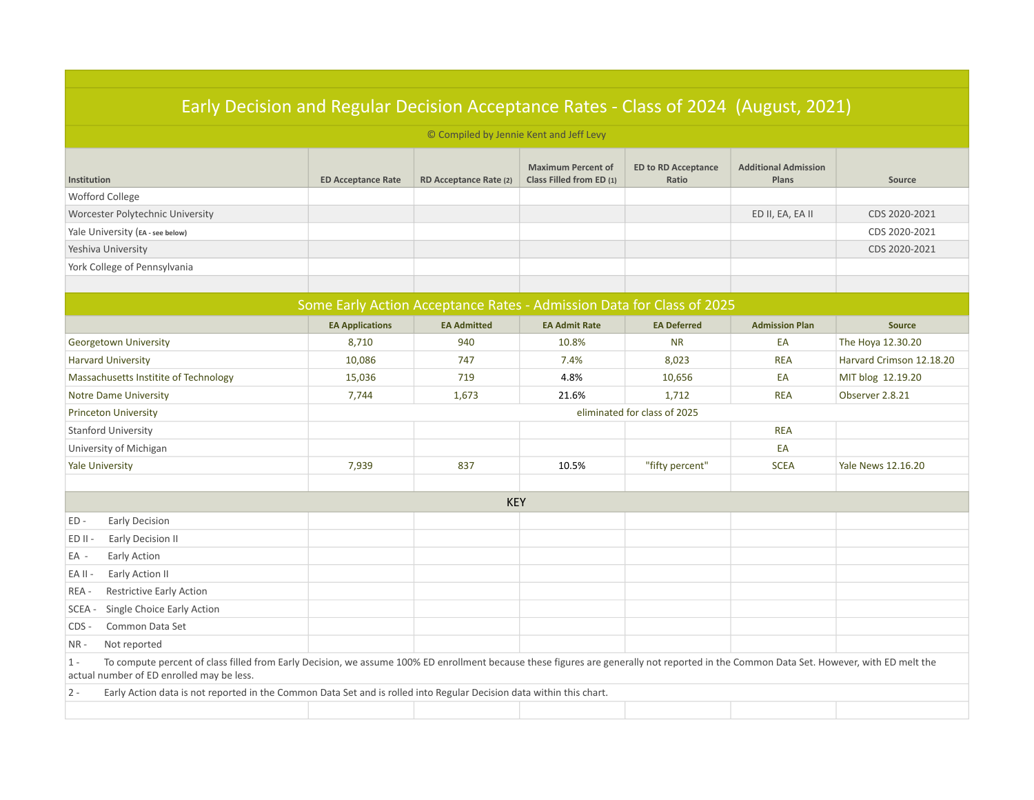# Early Decision and Regular Decision Acceptance Rates - Class of 2024 (August, 2021)

© Compiled by Jennie Kent and Jeff Levy

| Institution | ED Acceptance Rate | RD Acceptance Rate (2) | Maximum Percent of Class Filled from ED (1) | ED to RD Acceptance Ratio | Additional Admission Plans | Source |
|---|---|---|---|---|---|---|
| Wofford College | | | | | | |
| Worcester Polytechnic University | | | | | ED II, EA, EA II | CDS 2020-2021 |
| Yale University (EA - see below) | | | | | | CDS 2020-2021 |
| Yeshiva University | | | | | | CDS 2020-2021 |
| York College of Pennsylvania | | | | | | |

## Some Early Action Acceptance Rates - Admission Data for Class of 2025

| | EA Applications | EA Admitted | EA Admit Rate | EA Deferred | Admission Plan | Source |
|---|---|---|---|---|---|---|
| Georgetown University | 8,710 | 940 | 10.8% | NR | EA | The Hoya 12.30.20 |
| Harvard University | 10,086 | 747 | 7.4% | 8,023 | REA | Harvard Crimson 12.18.20 |
| Massachusetts Institite of Technology | 15,036 | 719 | 4.8% | 10,656 | EA | MIT blog 12.19.20 |
| Notre Dame University | 7,744 | 1,673 | 21.6% | 1,712 | REA | Observer 2.8.21 |
| Princeton University | eliminated for class of 2025 | | | | | |
| Stanford University | | | | | REA | |
| University of Michigan | | | | | EA | |
| Yale University | 7,939 | 837 | 10.5% | "fifty percent" | SCEA | Yale News 12.16.20 |

## KEY

- ED - Early Decision
- ED II - Early Decision II
- EA - Early Action
- EA II - Early Action II
- REA - Restrictive Early Action
- SCEA - Single Choice Early Action
- CDS - Common Data Set
- NR - Not reported

1 - To compute percent of class filled from Early Decision, we assume 100% ED enrollment because these figures are generally not reported in the Common Data Set. However, with ED melt the actual number of ED enrolled may be less.

2 - Early Action data is not reported in the Common Data Set and is rolled into Regular Decision data within this chart.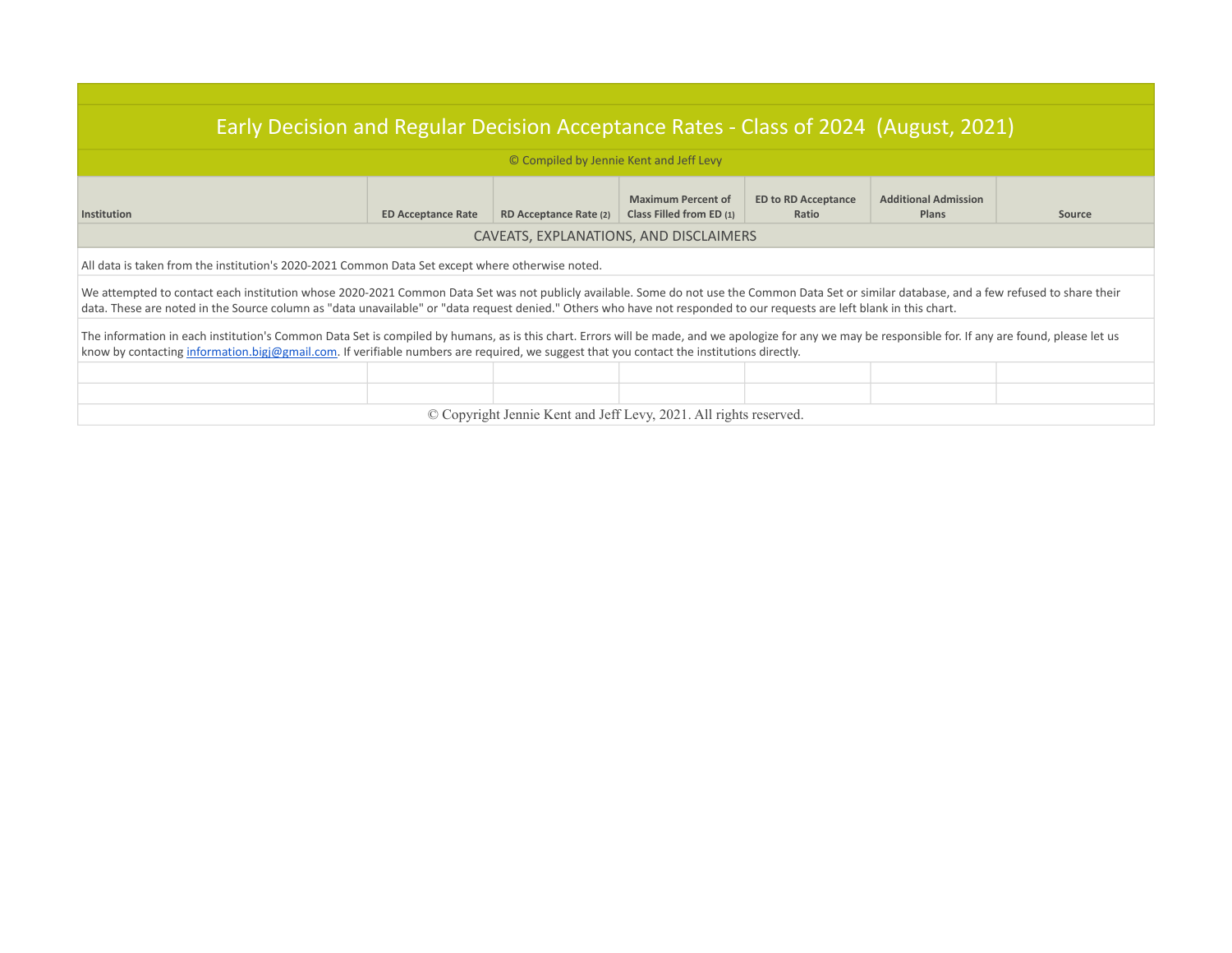# Early Decision and Regular Decision Acceptance Rates - Class of 2024 (August, 2021)

© Compiled by Jennie Kent and Jeff Levy

| Institution | ED Acceptance Rate | RD Acceptance Rate (2) | Maximum Percent of Class Filled from ED (1) | ED to RD Acceptance Ratio | Additional Admission Plans | Source |
|---|---|---|---|---|---|---|
| CAVEATS, EXPLANATIONS, AND DISCLAIMERS | | | | | | |
| All data is taken from the institution's 2020-2021 Common Data Set except where otherwise noted. | | | | | | |
| We attempted to contact each institution whose 2020-2021 Common Data Set was not publicly available. Some do not use the Common Data Set or similar database, and a few refused to share their data. These are noted in the Source column as "data unavailable" or "data request denied." Others who have not responded to our requests are left blank in this chart. | | | | | | |
| The information in each institution's Common Data Set is compiled by humans, as is this chart. Errors will be made, and we apologize for any we may be responsible for. If any are found, please let us know by contacting information.bigj@gmail.com. If verifiable numbers are required, we suggest that you contact the institutions directly. | | | | | | |
| | | | | | | |
| | | | | | | |

© Copyright Jennie Kent and Jeff Levy, 2021. All rights reserved.